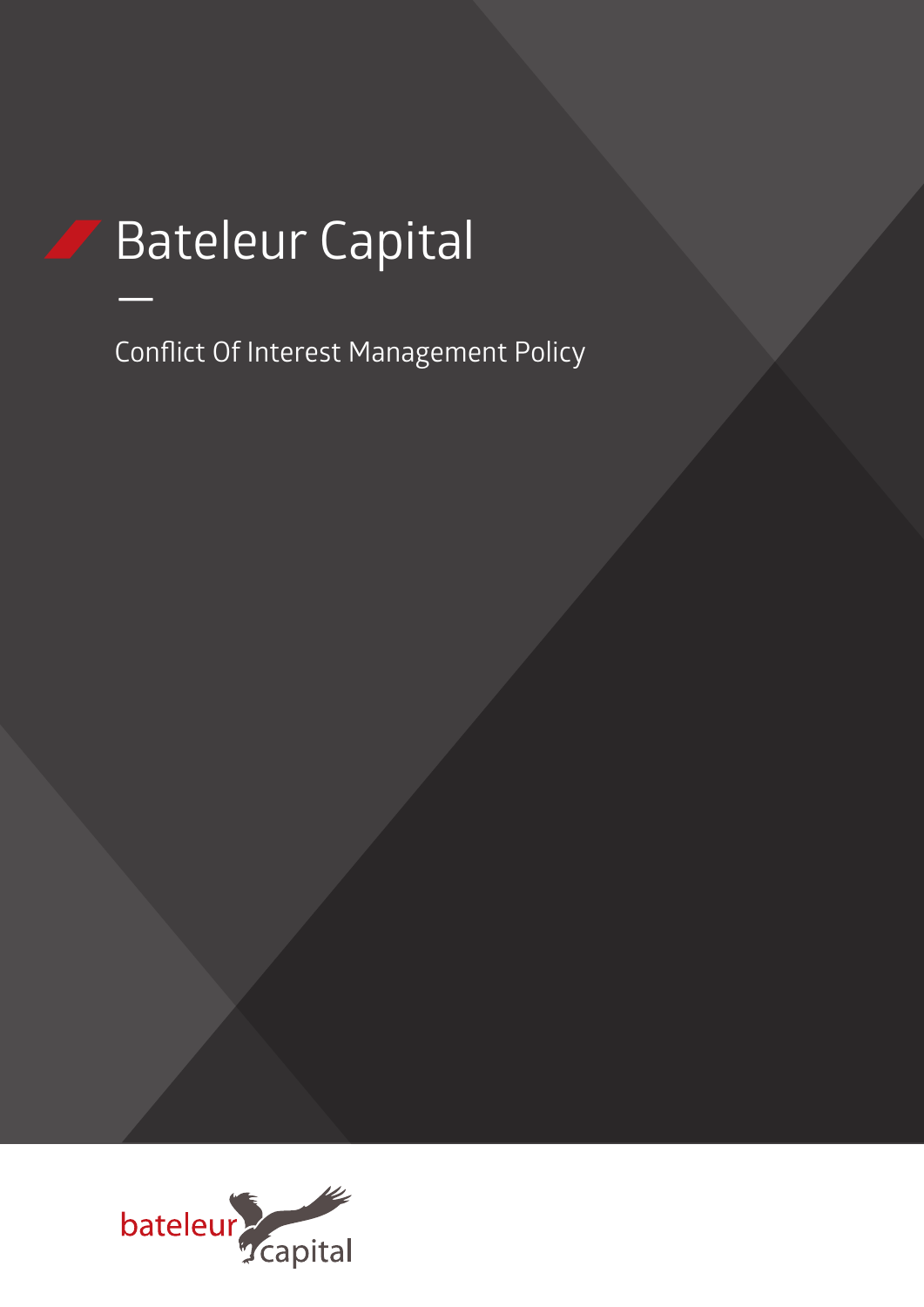# Bateleur Capital

## Conflict Of Interest Management Policy

bateleur capital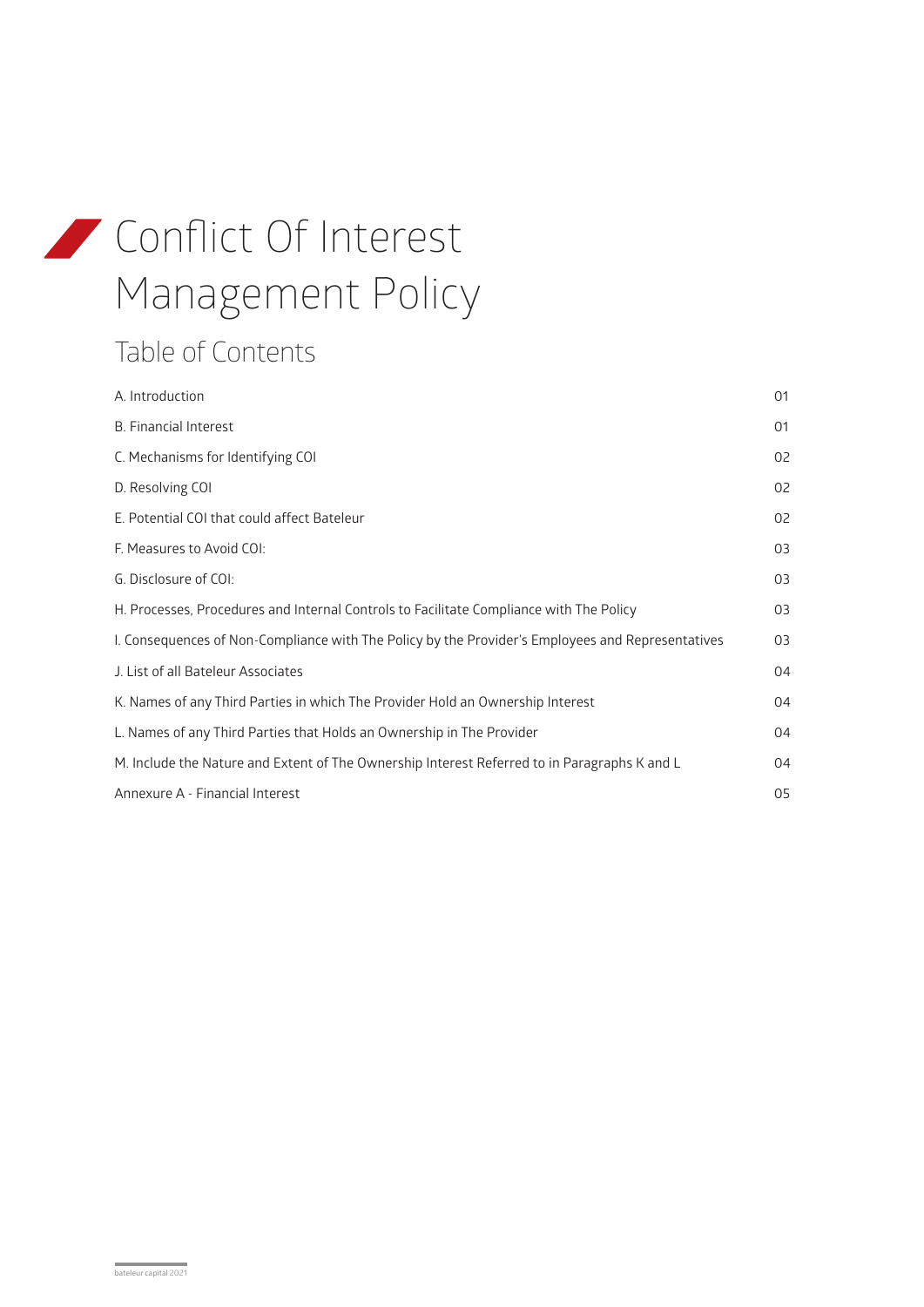# Conflict Of Interest Management Policy

## Table of Contents

| | |
|---|---|
| A. Introduction | 01 |
| B. Financial Interest | 01 |
| C. Mechanisms for Identifying COI | 02 |
| D. Resolving COI | 02 |
| E. Potential COI that could affect Bateleur | 02 |
| F. Measures to Avoid COI: | 03 |
| G. Disclosure of COI: | 03 |
| H. Processes, Procedures and Internal Controls to Facilitate Compliance with The Policy | 03 |
| I. Consequences of Non-Compliance with The Policy by the Provider's Employees and Representatives | 03 |
| J. List of all Bateleur Associates | 04 |
| K. Names of any Third Parties in which The Provider Hold an Ownership Interest | 04 |
| L. Names of any Third Parties that Holds an Ownership in The Provider | 04 |
| M. Include the Nature and Extent of The Ownership Interest Referred to in Paragraphs K and L | 04 |
| Annexure A - Financial Interest | 05 |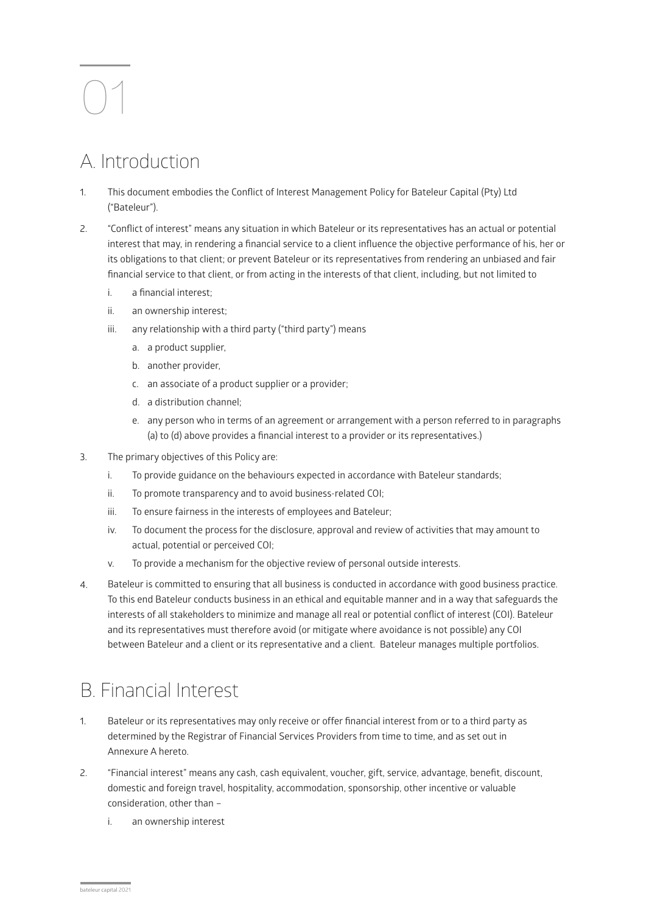# 01

## A. Introduction

1. This document embodies the Conflict of Interest Management Policy for Bateleur Capital (Pty) Ltd ("Bateleur").

2. "Conflict of interest" means any situation in which Bateleur or its representatives has an actual or potential interest that may, in rendering a financial service to a client influence the objective performance of his, her or its obligations to that client; or prevent Bateleur or its representatives from rendering an unbiased and fair financial service to that client, or from acting in the interests of that client, including, but not limited to

   i. a financial interest;

   ii. an ownership interest;

   iii. any relationship with a third party ("third party") means

      a. a product supplier,

      b. another provider,

      c. an associate of a product supplier or a provider;

      d. a distribution channel;

      e. any person who in terms of an agreement or arrangement with a person referred to in paragraphs (a) to (d) above provides a financial interest to a provider or its representatives.)

3. The primary objectives of this Policy are:

   i. To provide guidance on the behaviours expected in accordance with Bateleur standards;

   ii. To promote transparency and to avoid business-related COI;

   iii. To ensure fairness in the interests of employees and Bateleur;

   iv. To document the process for the disclosure, approval and review of activities that may amount to actual, potential or perceived COI;

   v. To provide a mechanism for the objective review of personal outside interests.

4. Bateleur is committed to ensuring that all business is conducted in accordance with good business practice. To this end Bateleur conducts business in an ethical and equitable manner and in a way that safeguards the interests of all stakeholders to minimize and manage all real or potential conflict of interest (COI). Bateleur and its representatives must therefore avoid (or mitigate where avoidance is not possible) any COI between Bateleur and a client or its representative and a client. Bateleur manages multiple portfolios.

## B. Financial Interest

1. Bateleur or its representatives may only receive or offer financial interest from or to a third party as determined by the Registrar of Financial Services Providers from time to time, and as set out in Annexure A hereto.

2. "Financial interest" means any cash, cash equivalent, voucher, gift, service, advantage, benefit, discount, domestic and foreign travel, hospitality, accommodation, sponsorship, other incentive or valuable consideration, other than –

   i. an ownership interest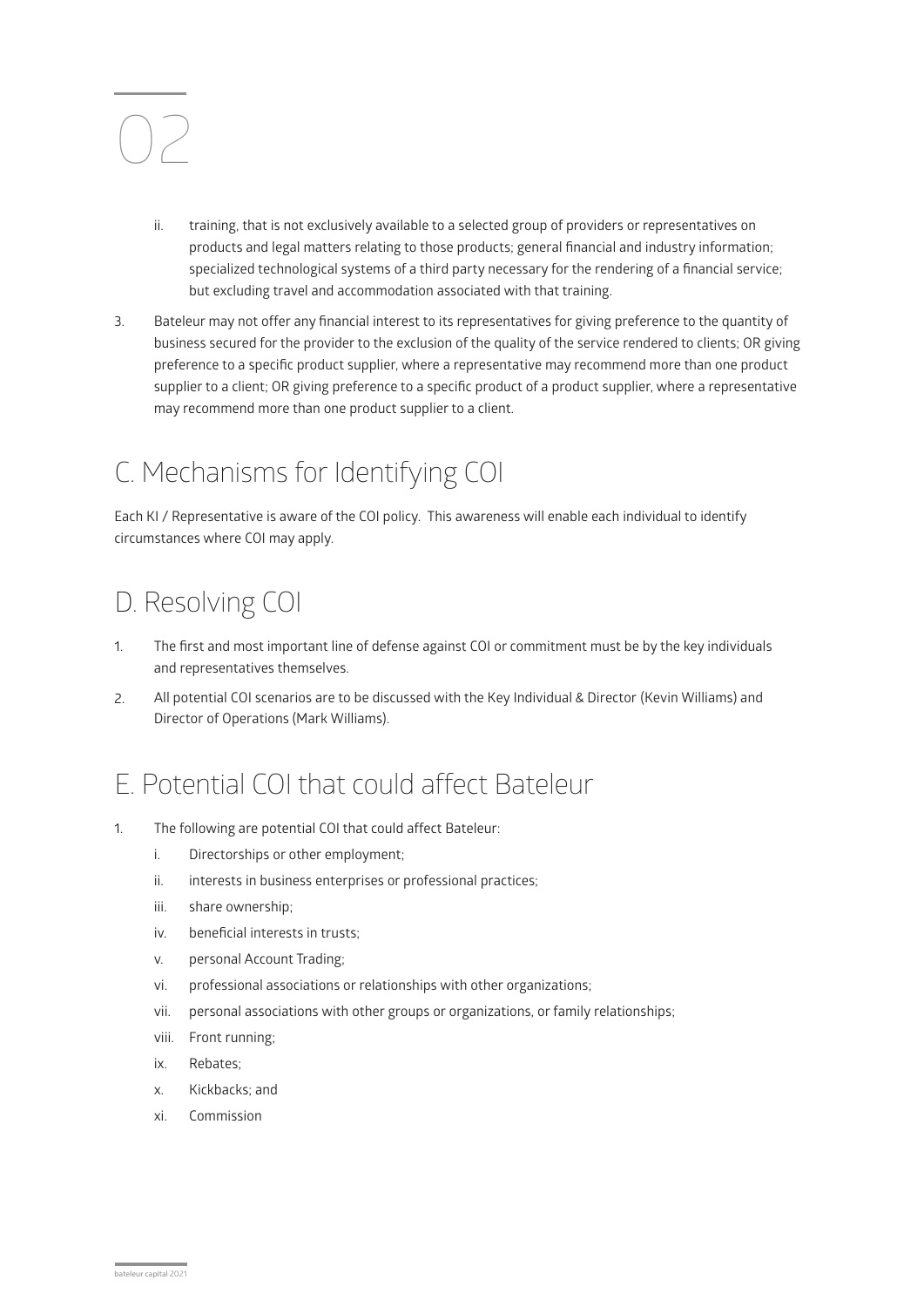# 02

ii. training, that is not exclusively available to a selected group of providers or representatives on products and legal matters relating to those products; general financial and industry information; specialized technological systems of a third party necessary for the rendering of a financial service; but excluding travel and accommodation associated with that training.

3. Bateleur may not offer any financial interest to its representatives for giving preference to the quantity of business secured for the provider to the exclusion of the quality of the service rendered to clients; OR giving preference to a specific product supplier, where a representative may recommend more than one product supplier to a client; OR giving preference to a specific product of a product supplier, where a representative may recommend more than one product supplier to a client.

## C. Mechanisms for Identifying COI

Each KI / Representative is aware of the COI policy. This awareness will enable each individual to identify circumstances where COI may apply.

## D. Resolving COI

1. The first and most important line of defense against COI or commitment must be by the key individuals and representatives themselves.
2. All potential COI scenarios are to be discussed with the Key Individual & Director (Kevin Williams) and Director of Operations (Mark Williams).

## E. Potential COI that could affect Bateleur

1. The following are potential COI that could affect Bateleur:
   - i. Directorships or other employment;
   - ii. interests in business enterprises or professional practices;
   - iii. share ownership;
   - iv. beneficial interests in trusts;
   - v. personal Account Trading;
   - vi. professional associations or relationships with other organizations;
   - vii. personal associations with other groups or organizations, or family relationships;
   - viii. Front running;
   - ix. Rebates;
   - x. Kickbacks; and
   - xi. Commission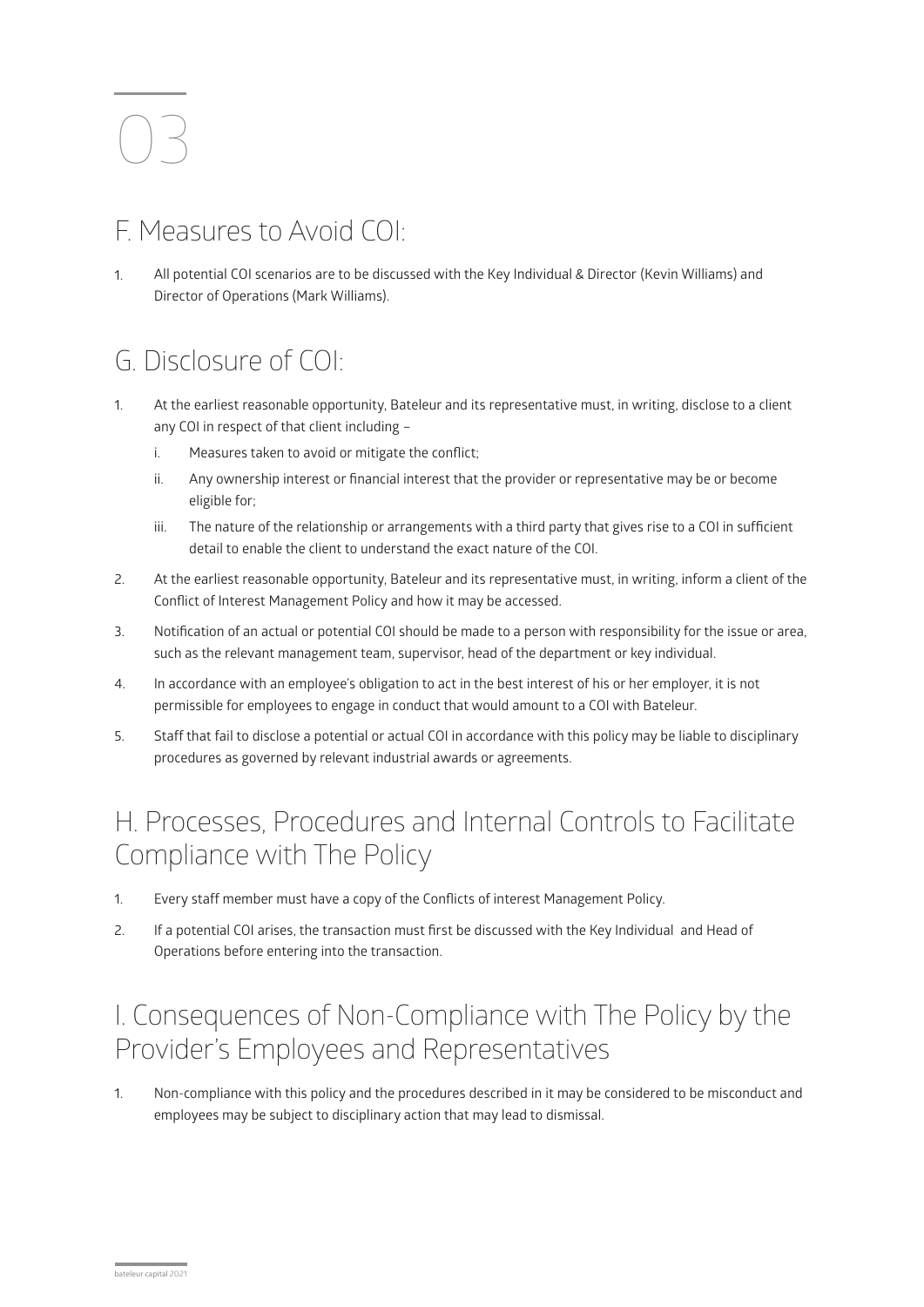# 03

## F. Measures to Avoid COI:

1. All potential COI scenarios are to be discussed with the Key Individual & Director (Kevin Williams) and Director of Operations (Mark Williams).

## G. Disclosure of COI:

1. At the earliest reasonable opportunity, Bateleur and its representative must, in writing, disclose to a client any COI in respect of that client including –
   i. Measures taken to avoid or mitigate the conflict;
   ii. Any ownership interest or financial interest that the provider or representative may be or become eligible for;
   iii. The nature of the relationship or arrangements with a third party that gives rise to a COI in sufficient detail to enable the client to understand the exact nature of the COI.
2. At the earliest reasonable opportunity, Bateleur and its representative must, in writing, inform a client of the Conflict of Interest Management Policy and how it may be accessed.
3. Notification of an actual or potential COI should be made to a person with responsibility for the issue or area, such as the relevant management team, supervisor, head of the department or key individual.
4. In accordance with an employee's obligation to act in the best interest of his or her employer, it is not permissible for employees to engage in conduct that would amount to a COI with Bateleur.
5. Staff that fail to disclose a potential or actual COI in accordance with this policy may be liable to disciplinary procedures as governed by relevant industrial awards or agreements.

## H. Processes, Procedures and Internal Controls to Facilitate Compliance with The Policy

1. Every staff member must have a copy of the Conflicts of interest Management Policy.
2. If a potential COI arises, the transaction must first be discussed with the Key Individual and Head of Operations before entering into the transaction.

## I. Consequences of Non-Compliance with The Policy by the Provider's Employees and Representatives

1. Non-compliance with this policy and the procedures described in it may be considered to be misconduct and employees may be subject to disciplinary action that may lead to dismissal.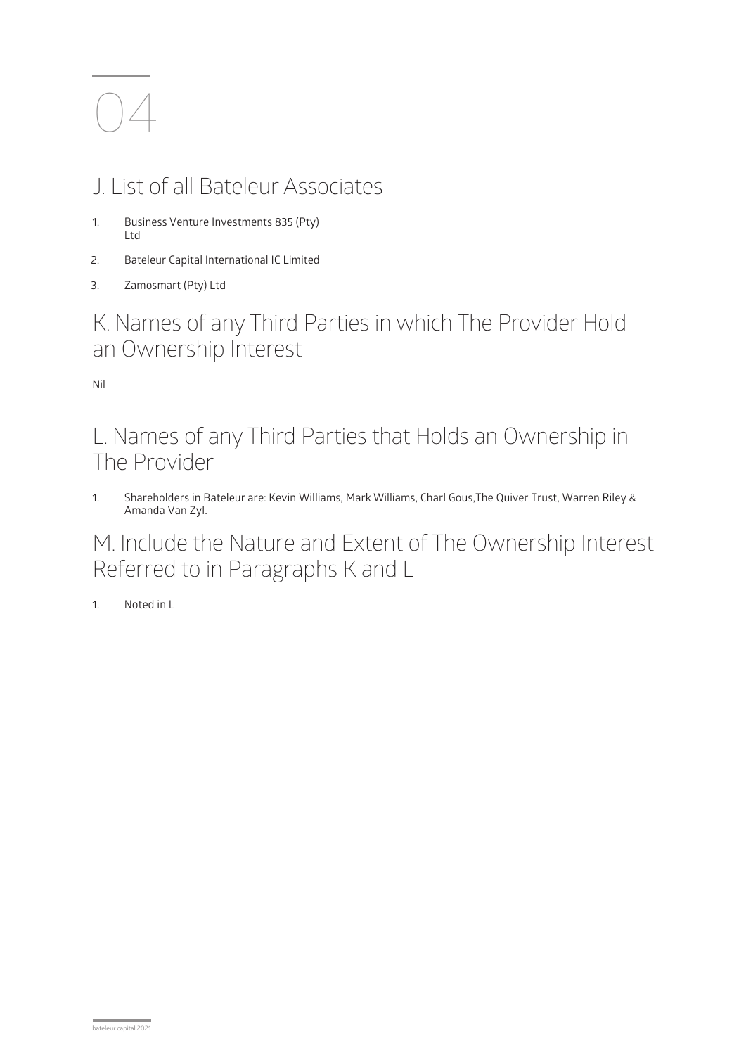# 04

## J. List of all Bateleur Associates

1. Business Venture Investments 835 (Pty) Ltd
2. Bateleur Capital International IC Limited
3. Zamosmart (Pty) Ltd

## K. Names of any Third Parties in which The Provider Hold an Ownership Interest

Nil

## L. Names of any Third Parties that Holds an Ownership in The Provider

1. Shareholders in Bateleur are: Kevin Williams, Mark Williams, Charl Gous,The Quiver Trust, Warren Riley & Amanda Van Zyl.

## M. Include the Nature and Extent of The Ownership Interest Referred to in Paragraphs K and L

1. Noted in L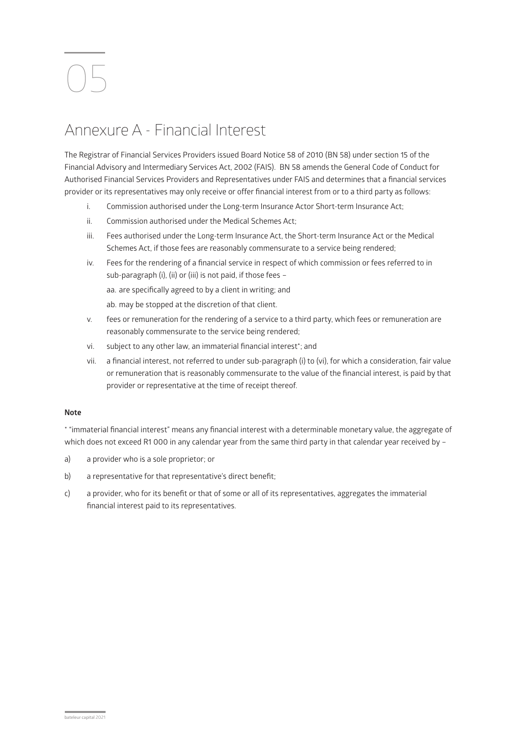05

# Annexure A - Financial Interest

The Registrar of Financial Services Providers issued Board Notice 58 of 2010 (BN 58) under section 15 of the Financial Advisory and Intermediary Services Act, 2002 (FAIS). BN 58 amends the General Code of Conduct for Authorised Financial Services Providers and Representatives under FAIS and determines that a financial services provider or its representatives may only receive or offer financial interest from or to a third party as follows:

i. Commission authorised under the Long-term Insurance Actor Short-term Insurance Act;

ii. Commission authorised under the Medical Schemes Act;

iii. Fees authorised under the Long-term Insurance Act, the Short-term Insurance Act or the Medical Schemes Act, if those fees are reasonably commensurate to a service being rendered;

iv. Fees for the rendering of a financial service in respect of which commission or fees referred to in sub-paragraph (i), (ii) or (iii) is not paid, if those fees –

   aa. are specifically agreed to by a client in writing; and

   ab. may be stopped at the discretion of that client.

v. fees or remuneration for the rendering of a service to a third party, which fees or remuneration are reasonably commensurate to the service being rendered;

vi. subject to any other law, an immaterial financial interest*; and

vii. a financial interest, not referred to under sub-paragraph (i) to (vi), for which a consideration, fair value or remuneration that is reasonably commensurate to the value of the financial interest, is paid by that provider or representative at the time of receipt thereof.

**Note**

* "immaterial financial interest" means any financial interest with a determinable monetary value, the aggregate of which does not exceed R1 000 in any calendar year from the same third party in that calendar year received by –

a) a provider who is a sole proprietor; or

b) a representative for that representative's direct benefit;

c) a provider, who for its benefit or that of some or all of its representatives, aggregates the immaterial financial interest paid to its representatives.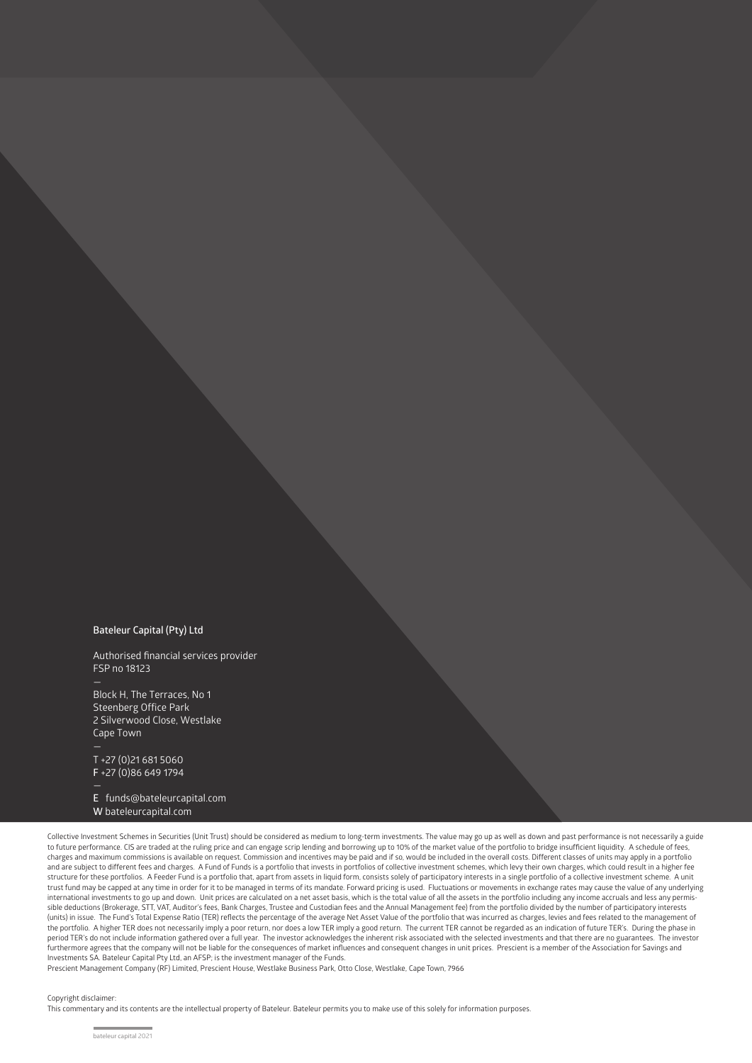**Bateleur Capital (Pty) Ltd**

Authorised financial services provider
FSP no 18123

—

Block H, The Terraces, No 1
Steenberg Office Park
2 Silverwood Close, Westlake
Cape Town

—

T +27 (0)21 681 5060
F +27 (0)86 649 1794

—

E funds@bateleurcapital.com
W bateleurcapital.com

Collective Investment Schemes in Securities (Unit Trust) should be considered as medium to long-term investments. The value may go up as well as down and past performance is not necessarily a guide to future performance. CIS are traded at the ruling price and can engage scrip lending and borrowing up to 10% of the market value of the portfolio to bridge insufficient liquidity. A schedule of fees, charges and maximum commissions is available on request. Commission and incentives may be paid and if so, would be included in the overall costs. Different classes of units may apply in a portfolio and are subject to different fees and charges. A Fund of Funds is a portfolio that invests in portfolios of collective investment schemes, which levy their own charges, which could result in a higher fee structure for these portfolios. A Feeder Fund is a portfolio that, apart from assets in liquid form, consists solely of participatory interests in a single portfolio of a collective investment scheme. A unit trust fund may be capped at any time in order for it to be managed in terms of its mandate. Forward pricing is used. Fluctuations or movements in exchange rates may cause the value of any underlying international investments to go up and down. Unit prices are calculated on a net asset basis, which is the total value of all the assets in the portfolio including any income accruals and less any permissible deductions (Brokerage, STT, VAT, Auditor's fees, Bank Charges, Trustee and Custodian fees and the Annual Management fee) from the portfolio divided by the number of participatory interests (units) in issue. The Fund's Total Expense Ratio (TER) reflects the percentage of the average Net Asset Value of the portfolio that was incurred as charges, levies and fees related to the management of the portfolio. A higher TER does not necessarily imply a poor return, nor does a low TER imply a good return. The current TER cannot be regarded as an indication of future TER's. During the phase in period TER's do not include information gathered over a full year. The investor acknowledges the inherent risk associated with the selected investments and that there are no guarantees. The investor furthermore agrees that the company will not be liable for the consequences of market influences and consequent changes in unit prices. Prescient is a member of the Association for Savings and Investments SA. Bateleur Capital Pty Ltd, an AFSP; is the investment manager of the Funds.
Prescient Management Company (RF) Limited, Prescient House, Westlake Business Park, Otto Close, Westlake, Cape Town, 7966

Copyright disclaimer:
This commentary and its contents are the intellectual property of Bateleur. Bateleur permits you to make use of this solely for information purposes.

bateleur capital 2021